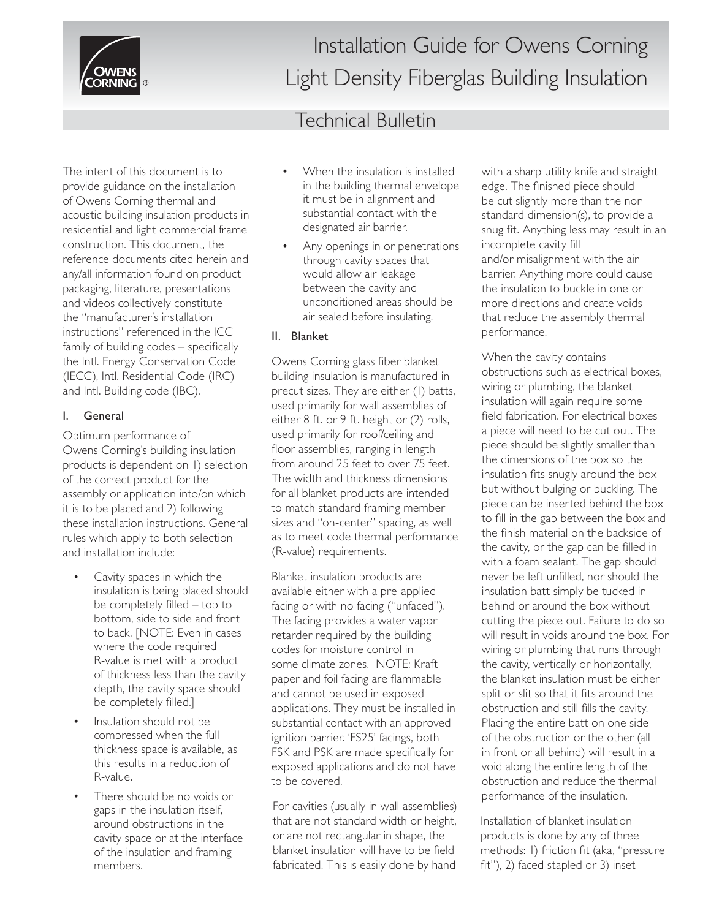# Installation Guide for Owens Corning Light Density Fiberglas Building Insulation

## Technical Bulletin

The intent of this document is to provide guidance on the installation of Owens Corning thermal and acoustic building insulation products in residential and light commercial frame construction. This document, the reference documents cited herein and any/all information found on product packaging, literature, presentations and videos collectively constitute the "manufacturer's installation instructions" referenced in the ICC family of building codes – specifically the Intl. Energy Conservation Code (IECC), Intl. Residential Code (IRC) and Intl. Building code (IBC).

### I. General

Optimum performance of Owens Corning's building insulation products is dependent on 1) selection of the correct product for the assembly or application into/on which it is to be placed and 2) following these installation instructions. General rules which apply to both selection and installation include:

- Cavity spaces in which the insulation is being placed should be completely filled – top to bottom, side to side and front to back. [NOTE: Even in cases where the code required R-value is met with a product of thickness less than the cavity depth, the cavity space should be completely filled.]
- Insulation should not be compressed when the full thickness space is available, as this results in a reduction of R-value.
- There should be no voids or gaps in the insulation itself, around obstructions in the cavity space or at the interface of the insulation and framing members.
- When the insulation is installed in the building thermal envelope it must be in alignment and substantial contact with the designated air barrier.
- Any openings in or penetrations through cavity spaces that would allow air leakage between the cavity and unconditioned areas should be air sealed before insulating.

### II. Blanket

Owens Corning glass fiber blanket building insulation is manufactured in precut sizes. They are either (1) batts, used primarily for wall assemblies of either 8 ft. or 9 ft. height or (2) rolls, used primarily for roof/ceiling and floor assemblies, ranging in length from around 25 feet to over 75 feet. The width and thickness dimensions for all blanket products are intended to match standard framing member sizes and "on-center" spacing, as well as to meet code thermal performance (R-value) requirements.

Blanket insulation products are available either with a pre-applied facing or with no facing ("unfaced"). The facing provides a water vapor retarder required by the building codes for moisture control in some climate zones. NOTE: Kraft paper and foil facing are flammable and cannot be used in exposed applications. They must be installed in substantial contact with an approved ignition barrier. 'FS25' facings, both FSK and PSK are made specifically for exposed applications and do not have to be covered.

For cavities (usually in wall assemblies) that are not standard width or height, or are not rectangular in shape, the blanket insulation will have to be field fabricated. This is easily done by hand with a sharp utility knife and straight edge. The finished piece should be cut slightly more than the non standard dimension(s), to provide a snug fit. Anything less may result in an incomplete cavity fill and/or misalignment with the air barrier. Anything more could cause the insulation to buckle in one or more directions and create voids that reduce the assembly thermal performance.

When the cavity contains obstructions such as electrical boxes, wiring or plumbing, the blanket insulation will again require some field fabrication. For electrical boxes a piece will need to be cut out. The piece should be slightly smaller than the dimensions of the box so the insulation fits snugly around the box but without bulging or buckling. The piece can be inserted behind the box to fill in the gap between the box and the finish material on the backside of the cavity, or the gap can be filled in with a foam sealant. The gap should never be left unfilled, nor should the insulation batt simply be tucked in behind or around the box without cutting the piece out. Failure to do so will result in voids around the box. For wiring or plumbing that runs through the cavity, vertically or horizontally, the blanket insulation must be either split or slit so that it fits around the obstruction and still fills the cavity. Placing the entire batt on one side of the obstruction or the other (all in front or all behind) will result in a void along the entire length of the obstruction and reduce the thermal performance of the insulation.

Installation of blanket insulation products is done by any of three methods: 1) friction fit (aka, "pressure fit"), 2) faced stapled or 3) inset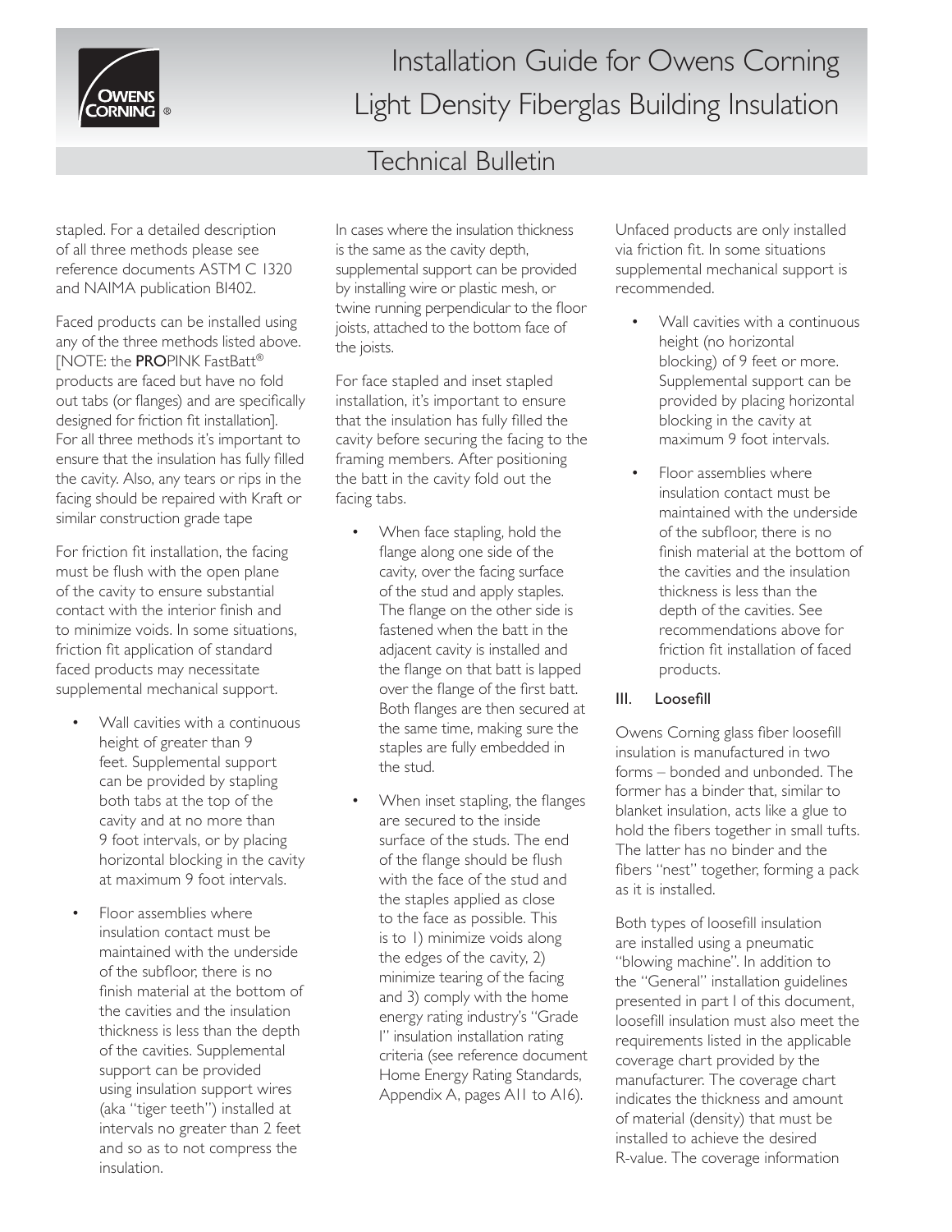stapled. For a detailed description of all three methods please see reference documents ASTM C 1320 and NAIMA publication BI402.

Faced products can be installed using any of the three methods listed above. [NOTE: the **PRO**PINK FastBatt® products are faced but have no fold out tabs (or flanges) and are specifically designed for friction fit installation]. For all three methods it's important to ensure that the insulation has fully filled the cavity. Also, any tears or rips in the facing should be repaired with Kraft or similar construction grade tape

For friction fit installation, the facing must be flush with the open plane of the cavity to ensure substantial contact with the interior finish and to minimize voids. In some situations, friction fit application of standard faced products may necessitate supplemental mechanical support.

- Wall cavities with a continuous height of greater than 9 feet. Supplemental support can be provided by stapling both tabs at the top of the cavity and at no more than 9 foot intervals, or by placing horizontal blocking in the cavity at maximum 9 foot intervals.
- Floor assemblies where insulation contact must be maintained with the underside of the subfloor, there is no finish material at the bottom of the cavities and the insulation thickness is less than the depth of the cavities. Supplemental support can be provided using insulation support wires (aka "tiger teeth") installed at intervals no greater than 2 feet and so as to not compress the insulation.

In cases where the insulation thickness is the same as the cavity depth, supplemental support can be provided by installing wire or plastic mesh, or twine running perpendicular to the floor joists, attached to the bottom face of the joists.

For face stapled and inset stapled installation, it's important to ensure that the insulation has fully filled the cavity before securing the facing to the framing members. After positioning the batt in the cavity fold out the facing tabs.

- When face stapling, hold the flange along one side of the cavity, over the facing surface of the stud and apply staples. The flange on the other side is fastened when the batt in the adjacent cavity is installed and the flange on that batt is lapped over the flange of the first batt. Both flanges are then secured at the same time, making sure the staples are fully embedded in the stud.
- When inset stapling, the flanges are secured to the inside surface of the studs. The end of the flange should be flush with the face of the stud and the staples applied as close to the face as possible. This is to 1) minimize voids along the edges of the cavity, 2) minimize tearing of the facing and 3) comply with the home energy rating industry's "Grade I" insulation installation rating criteria (see reference document Home Energy Rating Standards, Appendix A, pages A11 to A16).

Unfaced products are only installed via friction fit. In some situations supplemental mechanical support is recommended.

- Wall cavities with a continuous height (no horizontal blocking) of 9 feet or more. Supplemental support can be provided by placing horizontal blocking in the cavity at maximum 9 foot intervals.
- Floor assemblies where insulation contact must be maintained with the underside of the subfloor, there is no finish material at the bottom of the cavities and the insulation thickness is less than the depth of the cavities. See recommendations above for friction fit installation of faced products.

### III. Loosefill

Owens Corning glass fiber loosefill insulation is manufactured in two forms – bonded and unbonded. The former has a binder that, similar to blanket insulation, acts like a glue to hold the fibers together in small tufts. The latter has no binder and the fibers "nest" together, forming a pack as it is installed.

Both types of loosefill insulation are installed using a pneumatic "blowing machine". In addition to the "General" installation guidelines presented in part I of this document, loosefill insulation must also meet the requirements listed in the applicable coverage chart provided by the manufacturer. The coverage chart indicates the thickness and amount of material (density) that must be installed to achieve the desired R-value. The coverage information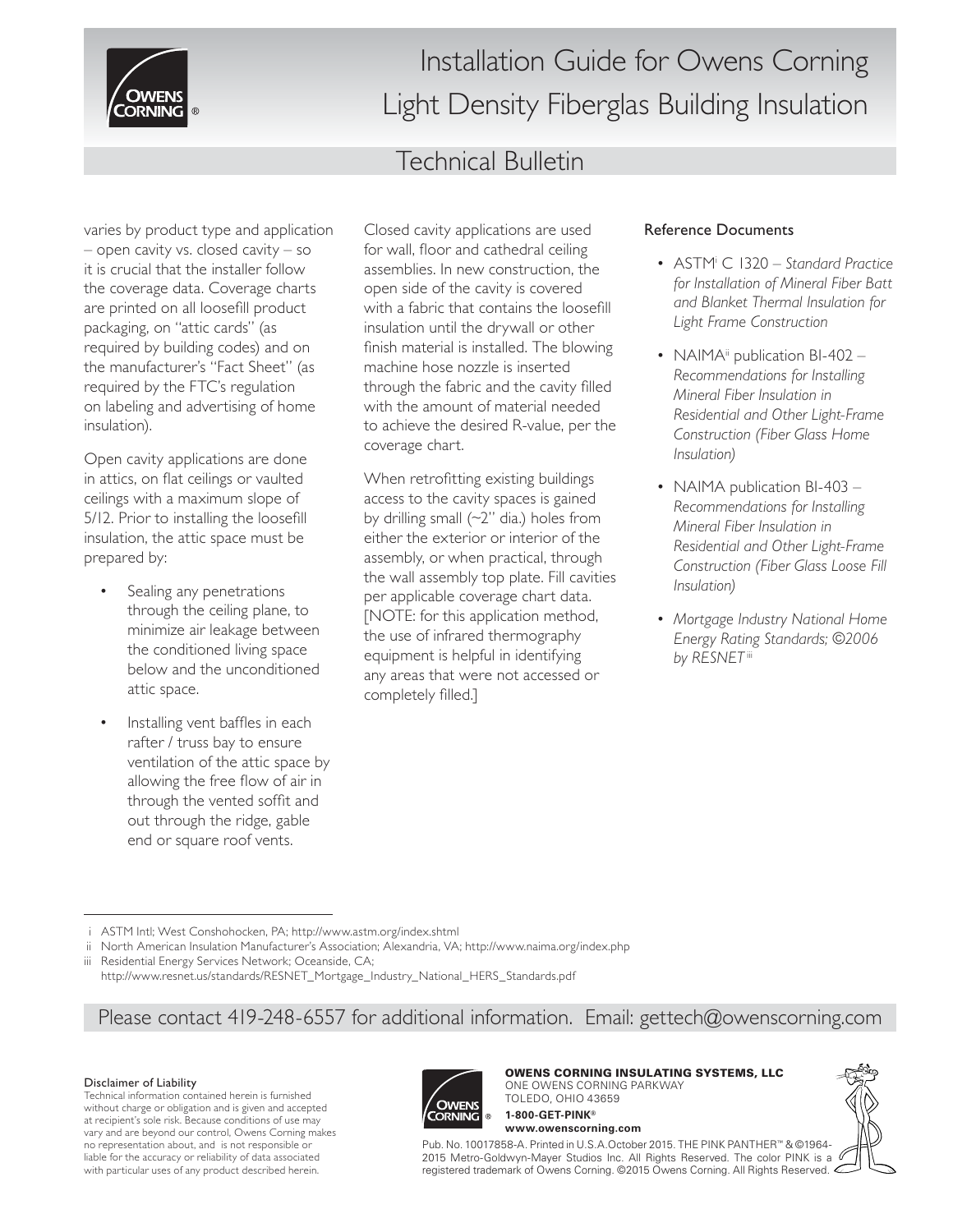varies by product type and application – open cavity vs. closed cavity – so it is crucial that the installer follow the coverage data. Coverage charts are printed on all loosefill product packaging, on "attic cards" (as required by building codes) and on the manufacturer's "Fact Sheet" (as required by the FTC's regulation on labeling and advertising of home insulation).

Open cavity applications are done in attics, on flat ceilings or vaulted ceilings with a maximum slope of 5/12. Prior to installing the loosefill insulation, the attic space must be prepared by:

- Sealing any penetrations through the ceiling plane, to minimize air leakage between the conditioned living space below and the unconditioned attic space.
- Installing vent baffles in each rafter / truss bay to ensure ventilation of the attic space by allowing the free flow of air in through the vented soffit and out through the ridge, gable end or square roof vents.

Closed cavity applications are used for wall, floor and cathedral ceiling assemblies. In new construction, the open side of the cavity is covered with a fabric that contains the loosefill insulation until the drywall or other finish material is installed. The blowing machine hose nozzle is inserted through the fabric and the cavity filled with the amount of material needed to achieve the desired R-value, per the coverage chart.

When retrofitting existing buildings access to the cavity spaces is gained by drilling small (~2" dia.) holes from either the exterior or interior of the assembly, or when practical, through the wall assembly top plate. Fill cavities per applicable coverage chart data. [NOTE: for this application method, the use of infrared thermography equipment is helpful in identifying any areas that were not accessed or completely filled.]

### Reference Documents

- ASTM[i] C 1320 – *Standard Practice for Installation of Mineral Fiber Batt and Blanket Thermal Insulation for Light Frame Construction*
- NAIMA[ii] publication BI-402 – *Recommendations for Installing Mineral Fiber Insulation in Residential and Other Light-Frame Construction (Fiber Glass Home Insulation)*
- NAIMA publication BI-403 – *Recommendations for Installing Mineral Fiber Insulation in Residential and Other Light-Frame Construction (Fiber Glass Loose Fill Insulation)*
- *Mortgage Industry National Home Energy Rating Standards; ©2006 by RESNET*[iii]

---

i ASTM Intl; West Conshohocken, PA; http://www.astm.org/index.shtml
ii North American Insulation Manufacturer's Association; Alexandria, VA; http://www.naima.org/index.php
iii Residential Energy Services Network; Oceanside, CA; http://www.resnet.us/standards/RESNET_Mortgage_Industry_National_HERS_Standards.pdf

Please contact 419-248-6557 for additional information. Email: gettech@owenscorning.com

**Disclaimer of Liability**
Technical information contained herein is furnished without charge or obligation and is given and accepted at recipient's sole risk. Because conditions of use may vary and are beyond our control, Owens Corning makes no representation about, and is not responsible or liable for the accuracy or reliability of data associated with particular uses of any product described herein.

**OWENS CORNING INSULATING SYSTEMS, LLC**
ONE OWENS CORNING PARKWAY
TOLEDO, OHIO 43659
**1-800-GET-PINK®**
**www.owenscorning.com**

Pub. No. 10017858-A. Printed in U.S.A. October 2015. THE PINK PANTHER™ & ©1964-2015 Metro-Goldwyn-Mayer Studios Inc. All Rights Reserved. The color PINK is a registered trademark of Owens Corning. ©2015 Owens Corning. All Rights Reserved.